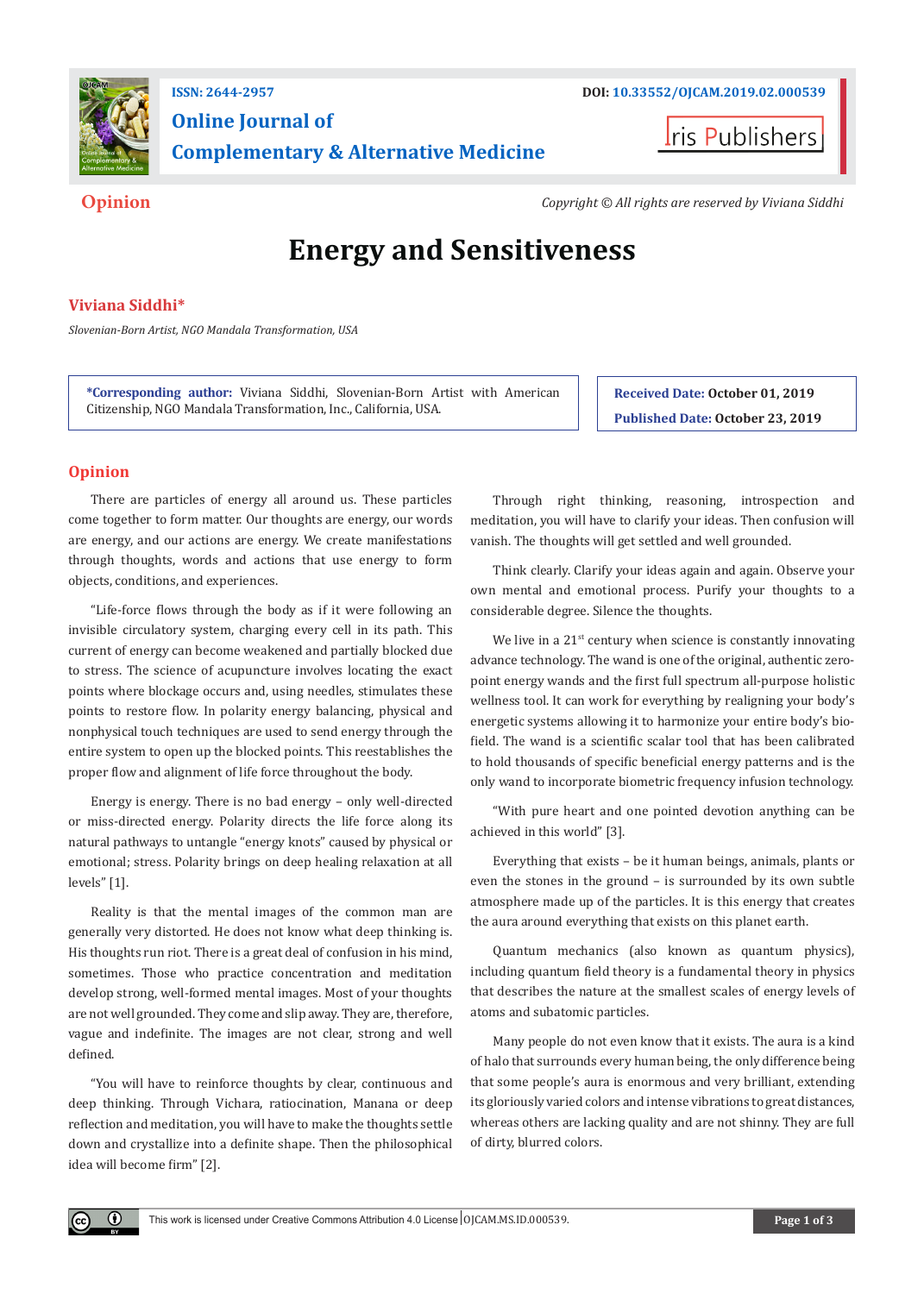ISSN: 2644-2957

DOI: 10.33552/OJCAM.2019.02.000539

**Online Journal of Complementary & Alternative Medicine**

Iris Publishers

**Opinion**

*Copyright © All rights are reserved by Viviana Siddhi*

# Energy and Sensitiveness

**Viviana Siddhi***

*Slovenian-Born Artist, NGO Mandala Transformation, USA*

***Corresponding author:** Viviana Siddhi, Slovenian-Born Artist with American Citizenship, NGO Mandala Transformation, Inc., California, USA.

**Received Date:** October 01, 2019

**Published Date:** October 23, 2019

## Opinion

There are particles of energy all around us. These particles come together to form matter. Our thoughts are energy, our words are energy, and our actions are energy. We create manifestations through thoughts, words and actions that use energy to form objects, conditions, and experiences.

"Life-force flows through the body as if it were following an invisible circulatory system, charging every cell in its path. This current of energy can become weakened and partially blocked due to stress. The science of acupuncture involves locating the exact points where blockage occurs and, using needles, stimulates these points to restore flow. In polarity energy balancing, physical and nonphysical touch techniques are used to send energy through the entire system to open up the blocked points. This reestablishes the proper flow and alignment of life force throughout the body.

Energy is energy. There is no bad energy – only well-directed or miss-directed energy. Polarity directs the life force along its natural pathways to untangle "energy knots" caused by physical or emotional; stress. Polarity brings on deep healing relaxation at all levels" [1].

Reality is that the mental images of the common man are generally very distorted. He does not know what deep thinking is. His thoughts run riot. There is a great deal of confusion in his mind, sometimes. Those who practice concentration and meditation develop strong, well-formed mental images. Most of your thoughts are not well grounded. They come and slip away. They are, therefore, vague and indefinite. The images are not clear, strong and well defined.

"You will have to reinforce thoughts by clear, continuous and deep thinking. Through Vichara, ratiocination, Manana or deep reflection and meditation, you will have to make the thoughts settle down and crystallize into a definite shape. Then the philosophical idea will become firm" [2].

Through right thinking, reasoning, introspection and meditation, you will have to clarify your ideas. Then confusion will vanish. The thoughts will get settled and well grounded.

Think clearly. Clarify your ideas again and again. Observe your own mental and emotional process. Purify your thoughts to a considerable degree. Silence the thoughts.

We live in a 21st century when science is constantly innovating advance technology. The wand is one of the original, authentic zero-point energy wands and the first full spectrum all-purpose holistic wellness tool. It can work for everything by realigning your body's energetic systems allowing it to harmonize your entire body's bio-field. The wand is a scientific scalar tool that has been calibrated to hold thousands of specific beneficial energy patterns and is the only wand to incorporate biometric frequency infusion technology.

"With pure heart and one pointed devotion anything can be achieved in this world" [3].

Everything that exists – be it human beings, animals, plants or even the stones in the ground – is surrounded by its own subtle atmosphere made up of the particles. It is this energy that creates the aura around everything that exists on this planet earth.

Quantum mechanics (also known as quantum physics), including quantum field theory is a fundamental theory in physics that describes the nature at the smallest scales of energy levels of atoms and subatomic particles.

Many people do not even know that it exists. The aura is a kind of halo that surrounds every human being, the only difference being that some people's aura is enormous and very brilliant, extending its gloriously varied colors and intense vibrations to great distances, whereas others are lacking quality and are not shinny. They are full of dirty, blurred colors.

This work is licensed under Creative Commons Attribution 4.0 License OJCAM.MS.ID.000539.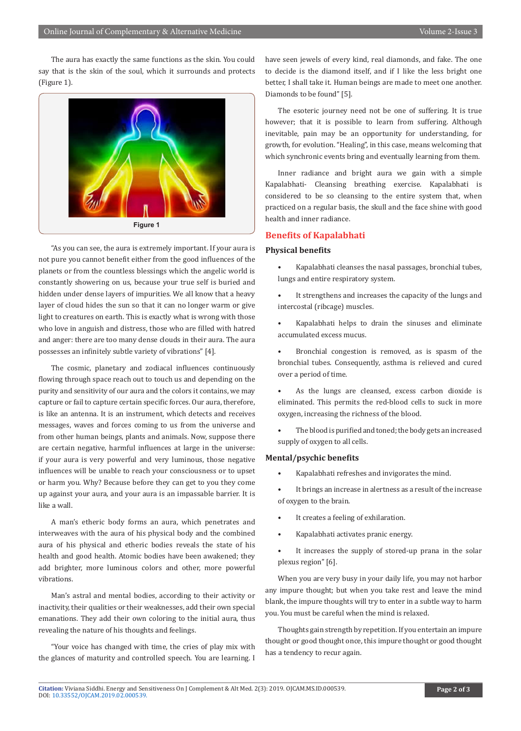The aura has exactly the same functions as the skin. You could say that is the skin of the soul, which it surrounds and protects (Figure 1).

Figure 1

"As you can see, the aura is extremely important. If your aura is not pure you cannot benefit either from the good influences of the planets or from the countless blessings which the angelic world is constantly showering on us, because your true self is buried and hidden under dense layers of impurities. We all know that a heavy layer of cloud hides the sun so that it can no longer warm or give light to creatures on earth. This is exactly what is wrong with those who love in anguish and distress, those who are filled with hatred and anger: there are too many dense clouds in their aura. The aura possesses an infinitely subtle variety of vibrations" [4].

The cosmic, planetary and zodiacal influences continuously flowing through space reach out to touch us and depending on the purity and sensitivity of our aura and the colors it contains, we may capture or fail to capture certain specific forces. Our aura, therefore, is like an antenna. It is an instrument, which detects and receives messages, waves and forces coming to us from the universe and from other human beings, plants and animals. Now, suppose there are certain negative, harmful influences at large in the universe: if your aura is very powerful and very luminous, those negative influences will be unable to reach your consciousness or to upset or harm you. Why? Because before they can get to you they come up against your aura, and your aura is an impassable barrier. It is like a wall.

A man's etheric body forms an aura, which penetrates and interweaves with the aura of his physical body and the combined aura of his physical and etheric bodies reveals the state of his health and good health. Atomic bodies have been awakened; they add brighter, more luminous colors and other, more powerful vibrations.

Man's astral and mental bodies, according to their activity or inactivity, their qualities or their weaknesses, add their own special emanations. They add their own coloring to the initial aura, thus revealing the nature of his thoughts and feelings.

"Your voice has changed with time, the cries of play mix with the glances of maturity and controlled speech. You are learning. I have seen jewels of every kind, real diamonds, and fake. The one to decide is the diamond itself, and if I like the less bright one better, I shall take it. Human beings are made to meet one another. Diamonds to be found" [5].

The esoteric journey need not be one of suffering. It is true however; that it is possible to learn from suffering. Although inevitable, pain may be an opportunity for understanding, for growth, for evolution. "Healing", in this case, means welcoming that which synchronic events bring and eventually learning from them.

Inner radiance and bright aura we gain with a simple Kapalabhati- Cleansing breathing exercise. Kapalabhati is considered to be so cleansing to the entire system that, when practiced on a regular basis, the skull and the face shine with good health and inner radiance.

## Benefits of Kapalabhati

### Physical benefits

- Kapalabhati cleanses the nasal passages, bronchial tubes, lungs and entire respiratory system.
- It strengthens and increases the capacity of the lungs and intercostal (ribcage) muscles.
- Kapalabhati helps to drain the sinuses and eliminate accumulated excess mucus.
- Bronchial congestion is removed, as is spasm of the bronchial tubes. Consequently, asthma is relieved and cured over a period of time.
- As the lungs are cleansed, excess carbon dioxide is eliminated. This permits the red-blood cells to suck in more oxygen, increasing the richness of the blood.
- The blood is purified and toned; the body gets an increased supply of oxygen to all cells.

### Mental/psychic benefits

- Kapalabhati refreshes and invigorates the mind.
- It brings an increase in alertness as a result of the increase of oxygen to the brain.
- It creates a feeling of exhilaration.
- Kapalabhati activates pranic energy.
- It increases the supply of stored-up prana in the solar plexus region" [6].

When you are very busy in your daily life, you may not harbor any impure thought; but when you take rest and leave the mind blank, the impure thoughts will try to enter in a subtle way to harm you. You must be careful when the mind is relaxed.

Thoughts gain strength by repetition. If you entertain an impure thought or good thought once, this impure thought or good thought has a tendency to recur again.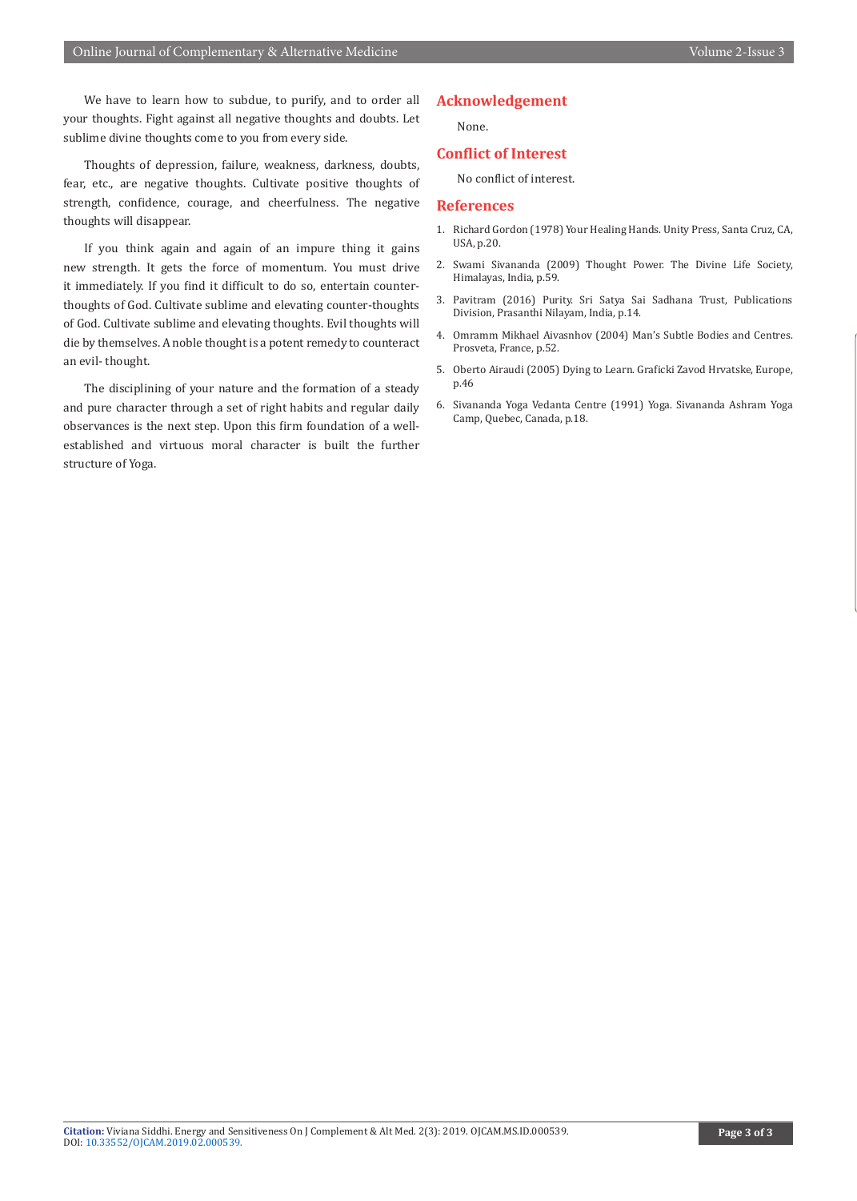We have to learn how to subdue, to purify, and to order all your thoughts. Fight against all negative thoughts and doubts. Let sublime divine thoughts come to you from every side.

Thoughts of depression, failure, weakness, darkness, doubts, fear, etc., are negative thoughts. Cultivate positive thoughts of strength, confidence, courage, and cheerfulness. The negative thoughts will disappear.

If you think again and again of an impure thing it gains new strength. It gets the force of momentum. You must drive it immediately. If you find it difficult to do so, entertain counter-thoughts of God. Cultivate sublime and elevating counter-thoughts of God. Cultivate sublime and elevating thoughts. Evil thoughts will die by themselves. A noble thought is a potent remedy to counteract an evil- thought.

The disciplining of your nature and the formation of a steady and pure character through a set of right habits and regular daily observances is the next step. Upon this firm foundation of a well-established and virtuous moral character is built the further structure of Yoga.

## Acknowledgement

None.

## Conflict of Interest

No conflict of interest.

## References

1. Richard Gordon (1978) Your Healing Hands. Unity Press, Santa Cruz, CA, USA, p.20.
2. Swami Sivananda (2009) Thought Power. The Divine Life Society, Himalayas, India, p.59.
3. Pavitram (2016) Purity. Sri Satya Sai Sadhana Trust, Publications Division, Prasanthi Nilayam, India, p.14.
4. Omramm Mikhael Aivasnhov (2004) Man's Subtle Bodies and Centres. Prosveta, France, p.52.
5. Oberto Airaudi (2005) Dying to Learn. Graficki Zavod Hrvatske, Europe, p.46
6. Sivananda Yoga Vedanta Centre (1991) Yoga. Sivananda Ashram Yoga Camp, Quebec, Canada, p.18.